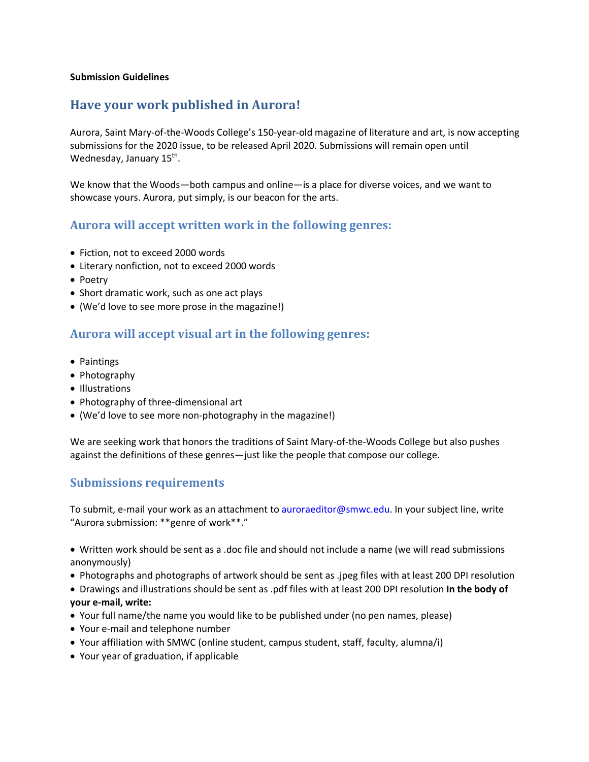**Submission Guidelines**

# Have your work published in Aurora!

Aurora, Saint Mary-of-the-Woods College's 150-year-old magazine of literature and art, is now accepting submissions for the 2020 issue, to be released April 2020. Submissions will remain open until Wednesday, January 15th.

We know that the Woods—both campus and online—is a place for diverse voices, and we want to showcase yours. Aurora, put simply, is our beacon for the arts.

## Aurora will accept written work in the following genres:

- Fiction, not to exceed 2000 words
- Literary nonfiction, not to exceed 2000 words
- Poetry
- Short dramatic work, such as one act plays
- (We'd love to see more prose in the magazine!)

## Aurora will accept visual art in the following genres:

- Paintings
- Photography
- Illustrations
- Photography of three-dimensional art
- (We'd love to see more non-photography in the magazine!)

We are seeking work that honors the traditions of Saint Mary-of-the-Woods College but also pushes against the definitions of these genres—just like the people that compose our college.

## Submissions requirements

To submit, e-mail your work as an attachment to auroraeditor@smwc.edu. In your subject line, write "Aurora submission: **genre of work**."

- Written work should be sent as a .doc file and should not include a name (we will read submissions anonymously)
- Photographs and photographs of artwork should be sent as .jpeg files with at least 200 DPI resolution
- Drawings and illustrations should be sent as .pdf files with at least 200 DPI resolution

**In the body of your e-mail, write:**

- Your full name/the name you would like to be published under (no pen names, please)
- Your e-mail and telephone number
- Your affiliation with SMWC (online student, campus student, staff, faculty, alumna/i)
- Your year of graduation, if applicable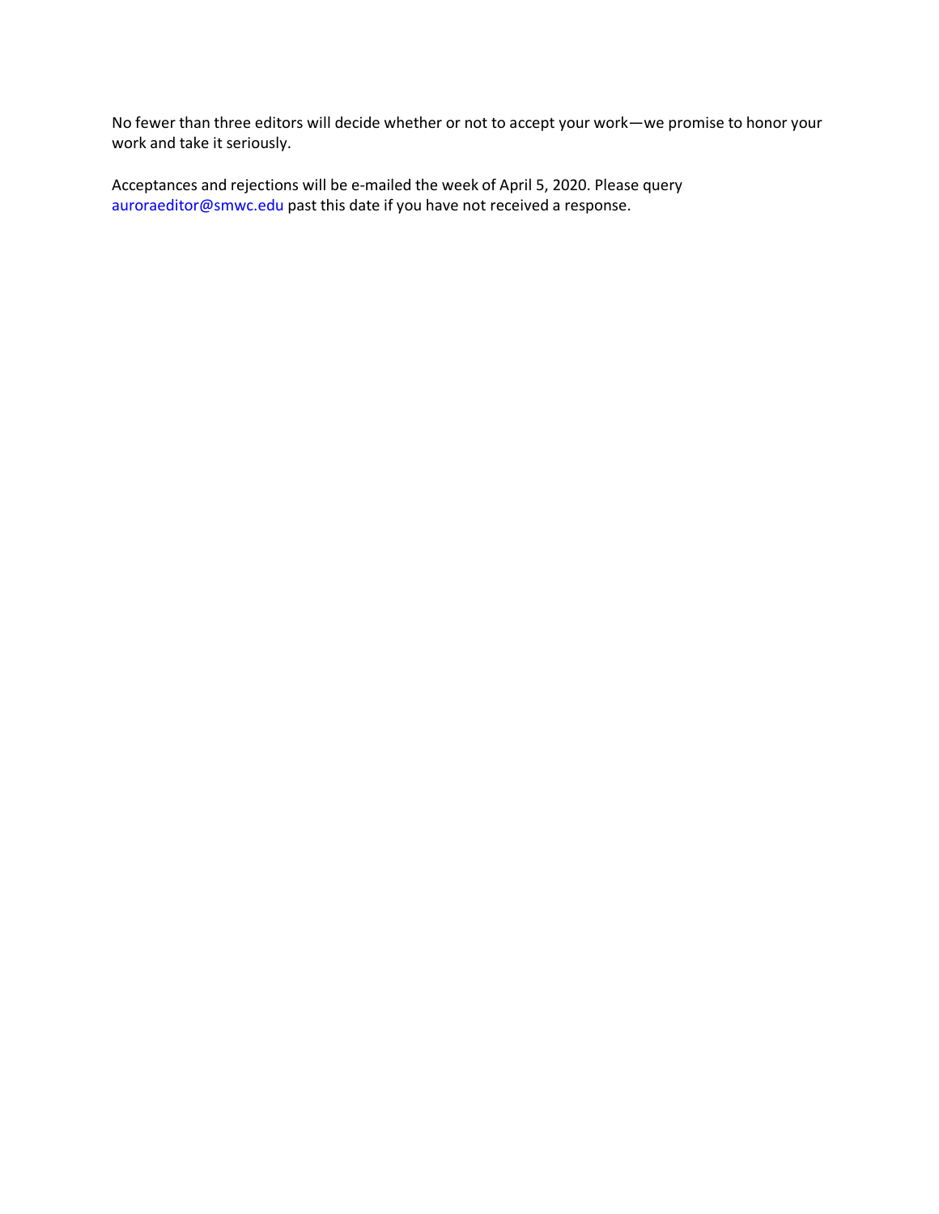No fewer than three editors will decide whether or not to accept your work—we promise to honor your work and take it seriously.

Acceptances and rejections will be e-mailed the week of April 5, 2020. Please query auroraeditor@smwc.edu past this date if you have not received a response.